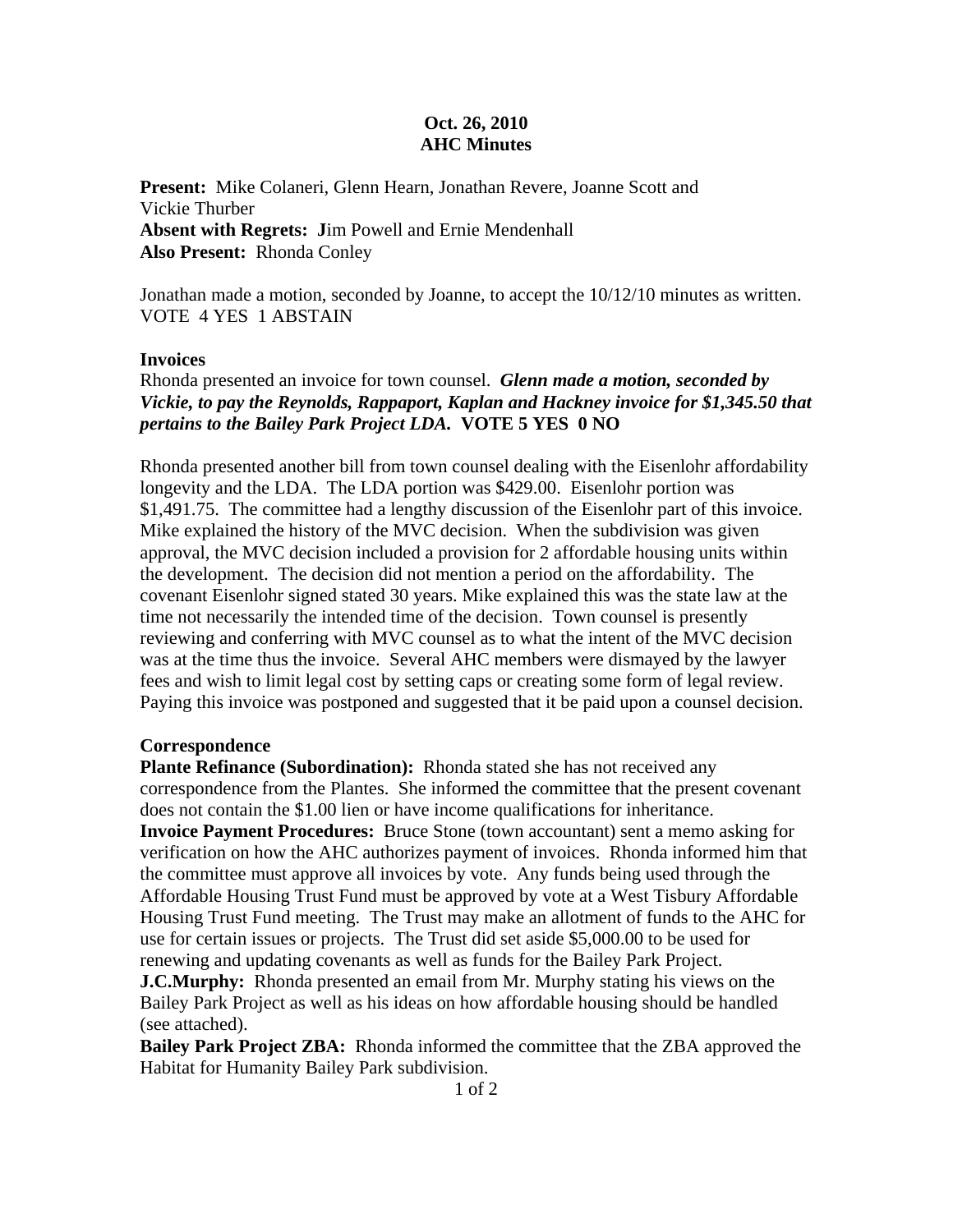**Oct. 26, 2010**
**AHC Minutes**

**Present:** Mike Colaneri, Glenn Hearn, Jonathan Revere, Joanne Scott and Vickie Thurber
**Absent with Regrets:** **J**im Powell and Ernie Mendenhall
**Also Present:** Rhonda Conley

Jonathan made a motion, seconded by Joanne, to accept the 10/12/10 minutes as written.
VOTE 4 YES 1 ABSTAIN

**Invoices**

Rhonda presented an invoice for town counsel. ***Glenn made a motion, seconded by Vickie, to pay the Reynolds, Rappaport, Kaplan and Hackney invoice for $1,345.50 that pertains to the Bailey Park Project LDA.*** **VOTE 5 YES 0 NO**

Rhonda presented another bill from town counsel dealing with the Eisenlohr affordability longevity and the LDA. The LDA portion was $429.00. Eisenlohr portion was $1,491.75. The committee had a lengthy discussion of the Eisenlohr part of this invoice. Mike explained the history of the MVC decision. When the subdivision was given approval, the MVC decision included a provision for 2 affordable housing units within the development. The decision did not mention a period on the affordability. The covenant Eisenlohr signed stated 30 years. Mike explained this was the state law at the time not necessarily the intended time of the decision. Town counsel is presently reviewing and conferring with MVC counsel as to what the intent of the MVC decision was at the time thus the invoice. Several AHC members were dismayed by the lawyer fees and wish to limit legal cost by setting caps or creating some form of legal review. Paying this invoice was postponed and suggested that it be paid upon a counsel decision.

**Correspondence**

**Plante Refinance (Subordination):** Rhonda stated she has not received any correspondence from the Plantes. She informed the committee that the present covenant does not contain the $1.00 lien or have income qualifications for inheritance.
**Invoice Payment Procedures:** Bruce Stone (town accountant) sent a memo asking for verification on how the AHC authorizes payment of invoices. Rhonda informed him that the committee must approve all invoices by vote. Any funds being used through the Affordable Housing Trust Fund must be approved by vote at a West Tisbury Affordable Housing Trust Fund meeting. The Trust may make an allotment of funds to the AHC for use for certain issues or projects. The Trust did set aside $5,000.00 to be used for renewing and updating covenants as well as funds for the Bailey Park Project.
**J.C.Murphy:** Rhonda presented an email from Mr. Murphy stating his views on the Bailey Park Project as well as his ideas on how affordable housing should be handled (see attached).
**Bailey Park Project ZBA:** Rhonda informed the committee that the ZBA approved the Habitat for Humanity Bailey Park subdivision.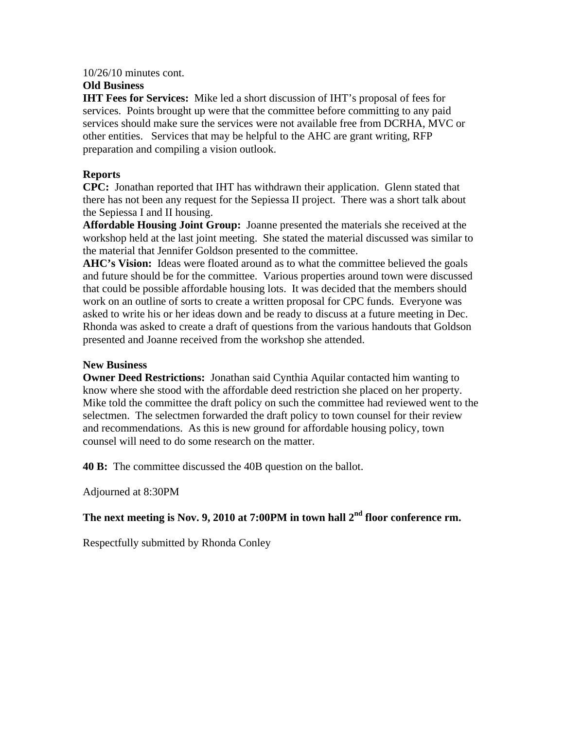10/26/10 minutes cont.

**Old Business**

**IHT Fees for Services:** Mike led a short discussion of IHT's proposal of fees for services. Points brought up were that the committee before committing to any paid services should make sure the services were not available free from DCRHA, MVC or other entities. Services that may be helpful to the AHC are grant writing, RFP preparation and compiling a vision outlook.

**Reports**

**CPC:** Jonathan reported that IHT has withdrawn their application. Glenn stated that there has not been any request for the Sepiessa II project. There was a short talk about the Sepiessa I and II housing.

**Affordable Housing Joint Group:** Joanne presented the materials she received at the workshop held at the last joint meeting. She stated the material discussed was similar to the material that Jennifer Goldson presented to the committee.

**AHC's Vision:** Ideas were floated around as to what the committee believed the goals and future should be for the committee. Various properties around town were discussed that could be possible affordable housing lots. It was decided that the members should work on an outline of sorts to create a written proposal for CPC funds. Everyone was asked to write his or her ideas down and be ready to discuss at a future meeting in Dec. Rhonda was asked to create a draft of questions from the various handouts that Goldson presented and Joanne received from the workshop she attended.

**New Business**

**Owner Deed Restrictions:** Jonathan said Cynthia Aquilar contacted him wanting to know where she stood with the affordable deed restriction she placed on her property. Mike told the committee the draft policy on such the committee had reviewed went to the selectmen. The selectmen forwarded the draft policy to town counsel for their review and recommendations. As this is new ground for affordable housing policy, town counsel will need to do some research on the matter.

**40 B:** The committee discussed the 40B question on the ballot.

Adjourned at 8:30PM

**The next meeting is Nov. 9, 2010 at 7:00PM in town hall 2nd floor conference rm.**

Respectfully submitted by Rhonda Conley